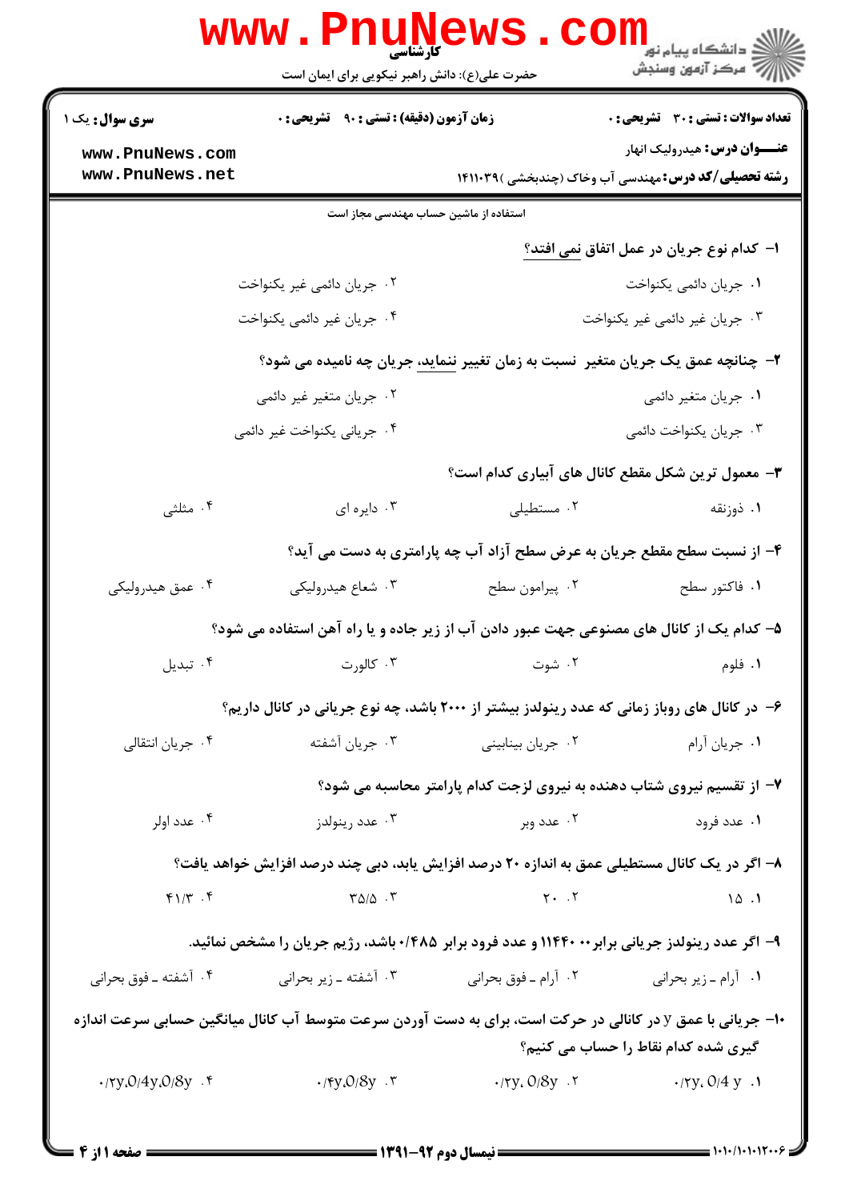**سری سوال:** یک ۱

**زمان آزمون (دقیقه) : تستی : ۹۰ تشریحی : ۰**

**تعداد سوالات : تستی : ۳۰ تشریحی : ۰**

**عنـــوان درس:** هیدرولیک انهار

**رشته تحصیلی/کد درس:** مهندسی آب وخاک (چندبخشی )۱۴۱۱۰۳۹

استفاده از ماشین حساب مهندسی مجاز است

۱- کدام نوع جریان در عمل اتفاق نمی افتد؟

۱. جریان دائمی یکنواخت
۲. جریان دائمی غیر یکنواخت
۳. جریان غیر دائمی غیر یکنواخت
۴. جریان غیر دائمی یکنواخت

۲- چنانچه عمق یک جریان متغیر نسبت به زمان تغییر ننماید، جریان چه نامیده می شود؟

۱. جریان متغیر دائمی
۲. جریان متغیر غیر دائمی
۳. جریان یکنواخت دائمی
۴. جریانی یکنواخت غیر دائمی

۳- معمول ترین شکل مقطع کانال های آبیاری کدام است؟

۱. ذوزنقه
۲. مستطیلی
۳. دایره ای
۴. مثلثی

۴- از نسبت سطح مقطع جریان به عرض سطح آزاد آب چه پارامتری به دست می آید؟

۱. فاکتور سطح
۲. پیرامون سطح
۳. شعاع هیدرولیکی
۴. عمق هیدرولیکی

۵- کدام یک از کانال های مصنوعی جهت عبور دادن آب از زیر جاده و یا راه آهن استفاده می شود؟

۱. فلوم
۲. شوت
۳. کالورت
۴. تبدیل

۶- در کانال های روباز زمانی که عدد رینولدز بیشتر از ۲۰۰۰ باشد، چه نوع جریانی در کانال داریم؟

۱. جریان آرام
۲. جریان بینابینی
۳. جریان آشفته
۴. جریان انتقالی

۷- از تقسیم نیروی شتاب دهنده به نیروی لزجت کدام پارامتر محاسبه می شود؟

۱. عدد فرود
۲. عدد وبر
۳. عدد رینولدز
۴. عدد اولر

۸- اگر در یک کانال مستطیلی عمق به اندازه ۲۰ درصد افزایش یابد، دبی چند درصد افزایش خواهد یافت؟

۱. ۱۵
۲. ۲۰
۳. ۳۵/۵
۴. ۴۱/۳

۹- اگر عدد رینولدز جریانی برابر ۱۱۴۴۰۰ و عدد فرود برابر ۰/۴۸۵ باشد، رژیم جریان را مشخص نمائید.

۱. آرام ـ زیر بحرانی
۲. آرام ـ فوق بحرانی
۳. آشفته ـ زیر بحرانی
۴. آشفته ـ فوق بحرانی

۱۰- جریانی با عمق y در کانالی در حرکت است، برای به دست آوردن سرعت متوسط آب کانال میانگین حسابی سرعت اندازه گیری شده کدام نقاط را حساب می کنیم؟

۱. $0/2y$, $0/4y$
۲. $0/2y$, $0/8y$
۳. $0/4y$, $0/8y$
۴. $0/2y$, $0/4y$, $0/8y$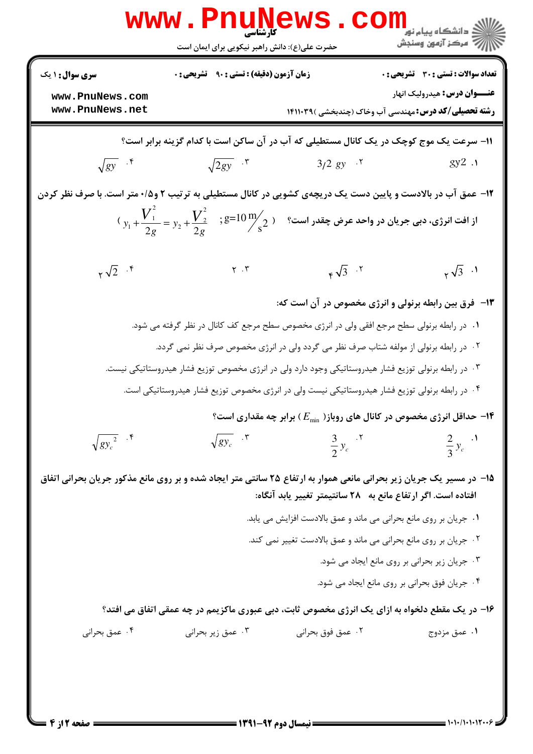۱۱- سرعت یک موج کوچک در یک کانال مستطیلی که آب در آن ساکن است با کدام گزینه برابر است؟

۱. $gy2$

۲. $3/2\ gy$

۳. $\sqrt{2gy}$

۴. $\sqrt{gy}$

۱۲- عمق آب در بالادست و پایین دست یک دریچه‌ی کشویی در کانال مستطیلی به ترتیب ۲ و۰/۵ متر است. با صرف نظر کردن از افت انرژی، دبی جریان در واحد عرض چقدر است؟ ( $y_1+\frac{V_1^2}{2g}=y_2+\frac{V_2^2}{2g}$ ; $g=10\,\mathrm{m/s^2}$ )

۱. $2\sqrt{3}$

۲. $4\sqrt{3}$

۳. ۲

۴. $2\sqrt{2}$

۱۳- فرق بین رابطه برنولی و انرژی مخصوص در آن است که:

۱. در رابطه برنولی سطح مرجع افقی ولی در انرژی مخصوص سطح مرجع کف کانال در نظر گرفته می شود.

۲. در رابطه برنولی از مولفه شتاب صرف نظر می گردد ولی در انرژی مخصوص صرف نظر نمی گردد.

۳. در رابطه برنولی توزیع فشار هیدروستاتیکی وجود دارد ولی در انرژی مخصوص توزیع فشار هیدروستاتیکی نیست.

۴. در رابطه برنولی توزیع فشار هیدروستاتیکی نیست ولی در انرژی مخصوص توزیع فشار هیدروستاتیکی است.

۱۴- حداقل انرژی مخصوص در کانال های روباز( $E_{\min}$ ) برابر چه مقداری است؟

۱. $\frac{2}{3}y_c$

۲. $\frac{3}{2}y_c$

۳. $\sqrt{gy_c}$

۴. $\sqrt{gy_c^{\,2}}$

۱۵- در مسیر یک جریان زیر بحرانی مانعی هموار به ارتفاع ۲۵ سانتی متر ایجاد شده و بر روی مانع مذکور جریان بحرانی اتفاق افتاده است. اگر ارتفاع مانع به ۲۸ سانتیمتر تغییر یابد آنگاه:

۱. جریان بر روی مانع بحرانی می ماند و عمق بالادست افزایش می یابد.

۲. جریان بر روی مانع بحرانی می ماند و عمق بالادست تغییر نمی کند.

۳. جریان زیر بحرانی بر روی مانع ایجاد می شود.

۴. جریان فوق بحرانی بر روی مانع ایجاد می شود.

۱۶- در یک مقطع دلخواه به ازای یک انرژی مخصوص ثابت، دبی عبوری ماکزیمم در چه عمقی اتفاق می افتد؟

۱. عمق مزدوج

۲. عمق فوق بحرانی

۳. عمق زیر بحرانی

۴. عمق بحرانی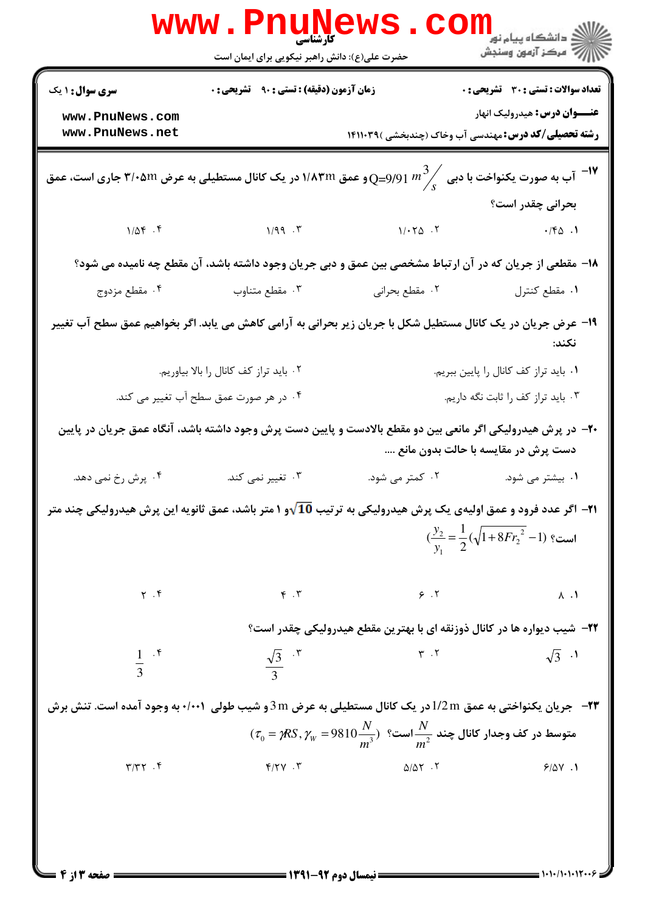**سری سوال:** ۱ یک | **زمان آزمون (دقیقه) : تستی :** ۹۰ **تشریحی :** ۰ | **تعداد سوالات : تستی :** ۳۰ **تشریحی :** ۰

**عنـــوان درس:** هیدرولیک انهار

**رشته تحصیلی/کد درس:** مهندسی آب وخاک (چندبخشی )۱۴۱۱۰۳۹

۱۷- آب به صورت یکنواخت با دبی $Q=9/91\ m^3/s$ و عمق ۱/۸۳m در یک کانال مستطیلی به عرض ۳/۰۵m جاری است، عمق بحرانی چقدر است؟

۱. ۰/۴۵

۲. ۱/۰۲۵

۳. ۱/۹۹

۴. ۱/۵۴

۱۸- مقطعی از جریان که در آن ارتباط مشخصی بین عمق و دبی جریان وجود داشته باشد، آن مقطع چه نامیده می شود؟

۱. مقطع کنترل

۲. مقطع بحرانی

۳. مقطع متناوب

۴. مقطع مزدوج

۱۹- عرض جریان در یک کانال مستطیل شکل با جریان زیر بحرانی به آرامی کاهش می یابد. اگر بخواهیم عمق سطح آب تغییر نکند:

۱. باید تراز کف کانال را پایین ببریم.

۲. باید تراز کف کانال را بالا بیاوریم.

۳. باید تراز کف را ثابت نگه داریم.

۴. در هر صورت عمق سطح آب تغییر می کند.

۲۰- در پرش هیدرولیکی اگر مانعی بین دو مقطع بالادست و پایین دست پرش وجود داشته باشد، آنگاه عمق جریان در پایین دست پرش در مقایسه با حالت بدون مانع ....

۱. بیشتر می شود.

۲. کمتر می شود.

۳. تغییر نمی کند.

۴. پرش رخ نمی دهد.

۲۱- اگر عدد فرود و عمق اولیه‌ی یک پرش هیدرولیکی به ترتیب $\sqrt{10}$ و ۱ متر باشد، عمق ثانویه این پرش هیدرولیکی چند متر است؟ $\left(\frac{y_2}{y_1}=\frac{1}{2}\left(\sqrt{1+8Fr_2^{\,2}}-1\right)\right)$

۱. ۸

۲. ۶

۳. ۴

۴. ۲

۲۲- شیب دیواره ها در کانال ذوزنقه ای با بهترین مقطع هیدرولیکی چقدر است؟

۱. $\sqrt{3}$

۲. ۳

۳. $\frac{\sqrt{3}}{3}$

۴. $\frac{1}{3}$

۲۳- جریان یکنواختی به عمق $1/2\ m$ در یک کانال مستطیلی به عرض $3\ m$ و شیب طولی ۰/۰۰۱ به وجود آمده است. تنش برش متوسط در کف وجدار کانال چند $\frac{N}{m^2}$ است؟ $(\tau_0=\gamma RS, \gamma_W=9810\frac{N}{m^3})$

۱. ۶/۵۷

۲. ۵/۵۲

۳. ۴/۲۷

۴. ۳/۳۲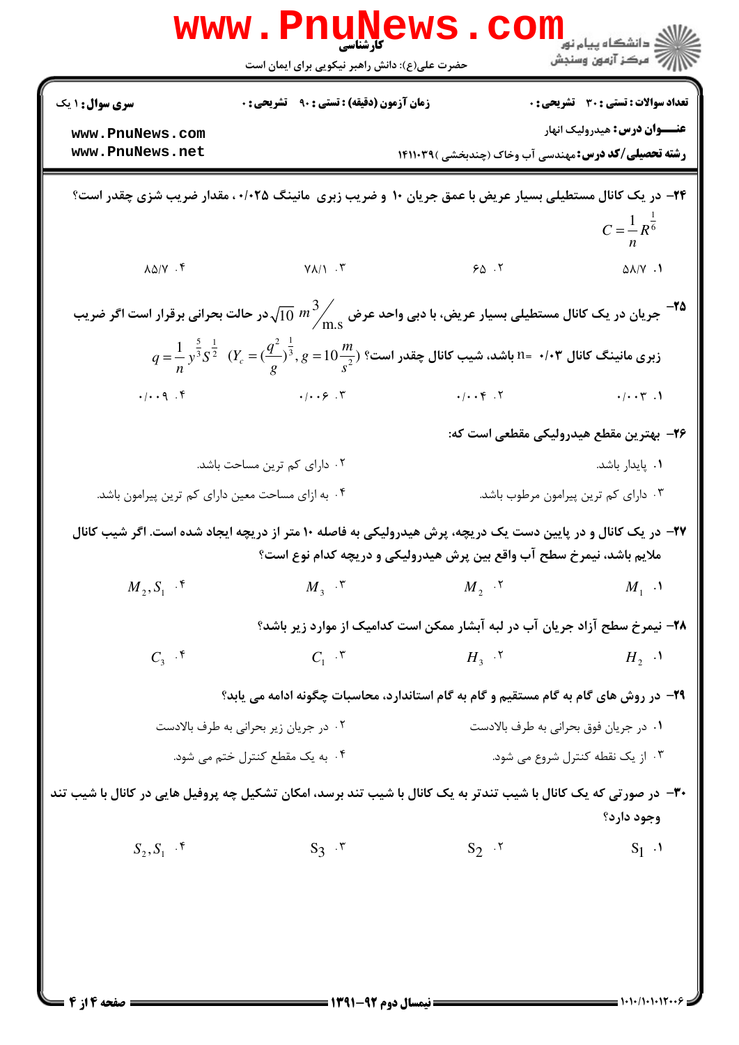**۲۴-** در یک کانال مستطیلی بسیار عریض با عمق جریان ۱۰ و ضریب زبری مانینگ ۰/۰۲۵ ، مقدار ضریب شزی چقدر است؟

$$C = \frac{1}{n}R^{\frac{1}{6}}$$

۱. ۵۸/۷
۲. ۶۵
۳. ۷۸/۱
۴. ۸۵/۷

**۲۵-** جریان در یک کانال مستطیلی بسیار عریض، با دبی واحد عرض $\sqrt{10}\ m^3/_{m.s}$ در حالت بحرانی برقرار است اگر ضریب زبری مانینگ کانال ۰/۰۳ =n باشد، شیب کانال چقدر است؟ $(Y_c = (\frac{q^2}{g})^{\frac{1}{3}}, g = 10\frac{m}{s^2})$ $q = \frac{1}{n}y^{\frac{5}{3}}S^{\frac{1}{2}}$

۱. ۰/۰۰۳
۲. ۰/۰۰۴
۳. ۰/۰۰۶
۴. ۰/۰۰۹

**۲۶-** بهترین مقطع هیدرولیکی مقطعی است که:

۱. پایدار باشد.
۲. دارای کم ترین مساحت باشد.
۳. دارای کم ترین پیرامون مرطوب باشد.
۴. به ازای مساحت معین دارای کم ترین پیرامون باشد.

**۲۷-** در یک کانال و در پایین دست یک دریچه، پرش هیدرولیکی به فاصله ۱۰ متر از دریچه ایجاد شده است. اگر شیب کانال ملایم باشد، نیمرخ سطح آب واقع بین پرش هیدرولیکی و دریچه کدام نوع است؟

۱. $M_1$
۲. $M_2$
۳. $M_3$
۴. $M_2, S_1$

**۲۸-** نیمرخ سطح آزاد جریان آب در لبه آبشار ممکن است کدامیک از موارد زیر باشد؟

۱. $H_2$
۲. $H_3$
۳. $C_1$
۴. $C_3$

**۲۹-** در روش های گام به گام مستقیم و گام به گام استاندارد، محاسبات چگونه ادامه می یابد؟

۱. در جریان فوق بحرانی به طرف بالادست
۲. در جریان زیر بحرانی به طرف بالادست
۳. از یک نقطه کنترل شروع می شود.
۴. به یک مقطع کنترل ختم می شود.

**۳۰-** در صورتی که یک کانال با شیب تندتر به یک کانال با شیب تند برسد، امکان تشکیل چه پروفیل هایی در کانال با شیب تند وجود دارد؟

۱. $S_1$
۲. $S_2$
۳. $S_3$
۴. $S_2, S_1$